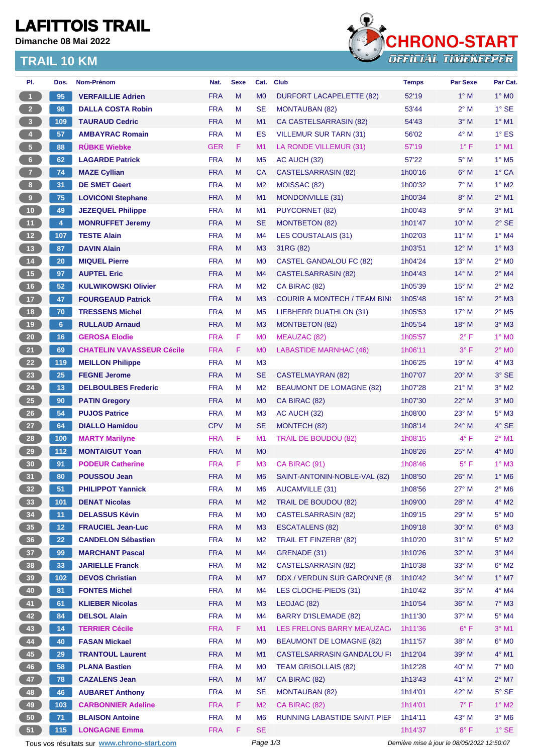# LAFITTOIS TRAIL

**Dimanche 08 Mai 2022**

## TRAIL 10 KM

CHRONO-START
OFFICIAL TIMEKEEPER

| Pl. | Dos. | Nom-Prénom | Nat. | Sexe | Cat. | Club | Temps | Par Sexe | Par Cat. |
|---|---|---|---|---|---|---|---|---|---|
| 1 | 95 | **VERFAILLIE Adrien** | FRA | M | M0 | DURFORT LACAPELETTE (82) | 52'19 | 1° M | 1° M0 |
| 2 | 98 | **DALLA COSTA Robin** | FRA | M | SE | MONTAUBAN (82) | 53'44 | 2° M | 1° SE |
| 3 | 109 | **TAURAUD Cedric** | FRA | M | M1 | CA CASTELSARRASIN (82) | 54'43 | 3° M | 1° M1 |
| 4 | 57 | **AMBAYRAC Romain** | FRA | M | ES | VILLEMUR SUR TARN (31) | 56'02 | 4° M | 1° ES |
| 5 | 88 | **RÜBKE Wiebke** | GER | F | M1 | LA RONDE VILLEMUR (31) | 57'19 | 1° F | 1° M1 |
| 6 | 62 | **LAGARDE Patrick** | FRA | M | M5 | AC AUCH (32) | 57'22 | 5° M | 1° M5 |
| 7 | 74 | **MAZE Cyllian** | FRA | M | CA | CASTELSARRASIN (82) | 1h00'16 | 6° M | 1° CA |
| 8 | 31 | **DE SMET Geert** | FRA | M | M2 | MOISSAC (82) | 1h00'32 | 7° M | 1° M2 |
| 9 | 75 | **LOVICONI Stephane** | FRA | M | M1 | MONDONVILLE (31) | 1h00'34 | 8° M | 2° M1 |
| 10 | 49 | **JEZEQUEL Philippe** | FRA | M | M1 | PUYCORNET (82) | 1h00'43 | 9° M | 3° M1 |
| 11 | 4 | **MONRUFFET Jeremy** | FRA | M | SE | MONTBETON (82) | 1h01'47 | 10° M | 2° SE |
| 12 | 107 | **TESTE Alain** | FRA | M | M4 | LES COUSTALAIS (31) | 1h02'03 | 11° M | 1° M4 |
| 13 | 87 | **DAVIN Alain** | FRA | M | M3 | 31RG (82) | 1h03'51 | 12° M | 1° M3 |
| 14 | 20 | **MIQUEL Pierre** | FRA | M | M0 | CASTEL GANDALOU FC (82) | 1h04'24 | 13° M | 2° M0 |
| 15 | 97 | **AUPTEL Eric** | FRA | M | M4 | CASTELSARRASIN (82) | 1h04'43 | 14° M | 2° M4 |
| 16 | 52 | **KULWIKOWSKI Olivier** | FRA | M | M2 | CA BIRAC (82) | 1h05'39 | 15° M | 2° M2 |
| 17 | 47 | **FOURGEAUD Patrick** | FRA | M | M3 | COURIR A MONTECH / TEAM BIN( | 1h05'48 | 16° M | 2° M3 |
| 18 | 70 | **TRESSENS Michel** | FRA | M | M5 | LIEBHERR DUATHLON (31) | 1h05'53 | 17° M | 2° M5 |
| 19 | 6 | **RULLAUD Arnaud** | FRA | M | M3 | MONTBETON (82) | 1h05'54 | 18° M | 3° M3 |
| 20 | 16 | **GEROSA Elodie** | FRA | F | M0 | MEAUZAC (82) | 1h05'57 | 2° F | 1° M0 |
| 21 | 69 | **CHATELIN VAVASSEUR Cécile** | FRA | F | M0 | LABASTIDE MARNHAC (46) | 1h06'11 | 3° F | 2° M0 |
| 22 | 119 | **MEILLON Philippe** | FRA | M | M3 | | 1h06'25 | 19° M | 4° M3 |
| 23 | 25 | **FEGNE Jerome** | FRA | M | SE | CASTELMAYRAN (82) | 1h07'07 | 20° M | 3° SE |
| 24 | 13 | **DELBOULBES Frederic** | FRA | M | M2 | BEAUMONT DE LOMAGNE (82) | 1h07'28 | 21° M | 3° M2 |
| 25 | 90 | **PATIN Gregory** | FRA | M | M0 | CA BIRAC (82) | 1h07'30 | 22° M | 3° M0 |
| 26 | 54 | **PUJOS Patrice** | FRA | M | M3 | AC AUCH (32) | 1h08'00 | 23° M | 5° M3 |
| 27 | 64 | **DIALLO Hamidou** | CPV | M | SE | MONTECH (82) | 1h08'14 | 24° M | 4° SE |
| 28 | 100 | **MARTY Marilyne** | FRA | F | M1 | TRAIL DE BOUDOU (82) | 1h08'15 | 4° F | 2° M1 |
| 29 | 112 | **MONTAIGUT Yoan** | FRA | M | M0 | | 1h08'26 | 25° M | 4° M0 |
| 30 | 91 | **PODEUR Catherine** | FRA | F | M3 | CA BIRAC (91) | 1h08'46 | 5° F | 1° M3 |
| 31 | 80 | **POUSSOU Jean** | FRA | M | M6 | SAINT-ANTONIN-NOBLE-VAL (82) | 1h08'50 | 26° M | 1° M6 |
| 32 | 51 | **PHILIPPOT Yannick** | FRA | M | M6 | AUCAMVILLE (31) | 1h08'56 | 27° M | 2° M6 |
| 33 | 101 | **DENAT Nicolas** | FRA | M | M2 | TRAIL DE BOUDOU (82) | 1h09'00 | 28° M | 4° M2 |
| 34 | 11 | **DELASSUS Kévin** | FRA | M | M0 | CASTELSARRASIN (82) | 1h09'15 | 29° M | 5° M0 |
| 35 | 12 | **FRAUCIEL Jean-Luc** | FRA | M | M3 | ESCATALENS (82) | 1h09'18 | 30° M | 6° M3 |
| 36 | 22 | **CANDELON Sébastien** | FRA | M | M2 | TRAIL ET FINZERB' (82) | 1h10'20 | 31° M | 5° M2 |
| 37 | 99 | **MARCHANT Pascal** | FRA | M | M4 | GRENADE (31) | 1h10'26 | 32° M | 3° M4 |
| 38 | 33 | **JARIELLE Franck** | FRA | M | M2 | CASTELSARRASIN (82) | 1h10'38 | 33° M | 6° M2 |
| 39 | 102 | **DEVOS Christian** | FRA | M | M7 | DDX / VERDUN SUR GARONNE (8 | 1h10'42 | 34° M | 1° M7 |
| 40 | 81 | **FONTES Michel** | FRA | M | M4 | LES CLOCHE-PIEDS (31) | 1h10'42 | 35° M | 4° M4 |
| 41 | 61 | **KLIEBER Nicolas** | FRA | M | M3 | LEOJAC (82) | 1h10'54 | 36° M | 7° M3 |
| 42 | 84 | **DELSOL Alain** | FRA | M | M4 | BARRY D'ISLEMADE (82) | 1h11'30 | 37° M | 5° M4 |
| 43 | 14 | **TERRIER Cécile** | FRA | F | M1 | LES FRELONS BARRY MEAUZAC/ | 1h11'36 | 6° F | 3° M1 |
| 44 | 40 | **FASAN Mickael** | FRA | M | M0 | BEAUMONT DE LOMAGNE (82) | 1h11'57 | 38° M | 6° M0 |
| 45 | 29 | **TRANTOUL Laurent** | FRA | M | M1 | CASTELSARRASIN GANDALOU F( | 1h12'04 | 39° M | 4° M1 |
| 46 | 58 | **PLANA Bastien** | FRA | M | M0 | TEAM GRISOLLAIS (82) | 1h12'28 | 40° M | 7° M0 |
| 47 | 78 | **CAZALENS Jean** | FRA | M | M7 | CA BIRAC (82) | 1h13'43 | 41° M | 2° M7 |
| 48 | 46 | **AUBARET Anthony** | FRA | M | SE | MONTAUBAN (82) | 1h14'01 | 42° M | 5° SE |
| 49 | 103 | **CARBONNIER Adeline** | FRA | F | M2 | CA BIRAC (82) | 1h14'01 | 7° F | 1° M2 |
| 50 | 71 | **BLAISON Antoine** | FRA | M | M6 | RUNNING LABASTIDE SAINT PIEF | 1h14'11 | 43° M | 3° M6 |
| 51 | 115 | **LONGAGNE Emma** | FRA | F | SE | | 1h14'37 | 8° F | 1° SE |

Tous vos résultats sur www.chrono-start.com

*Dernière mise à jour le 08/05/2022 12:50:07*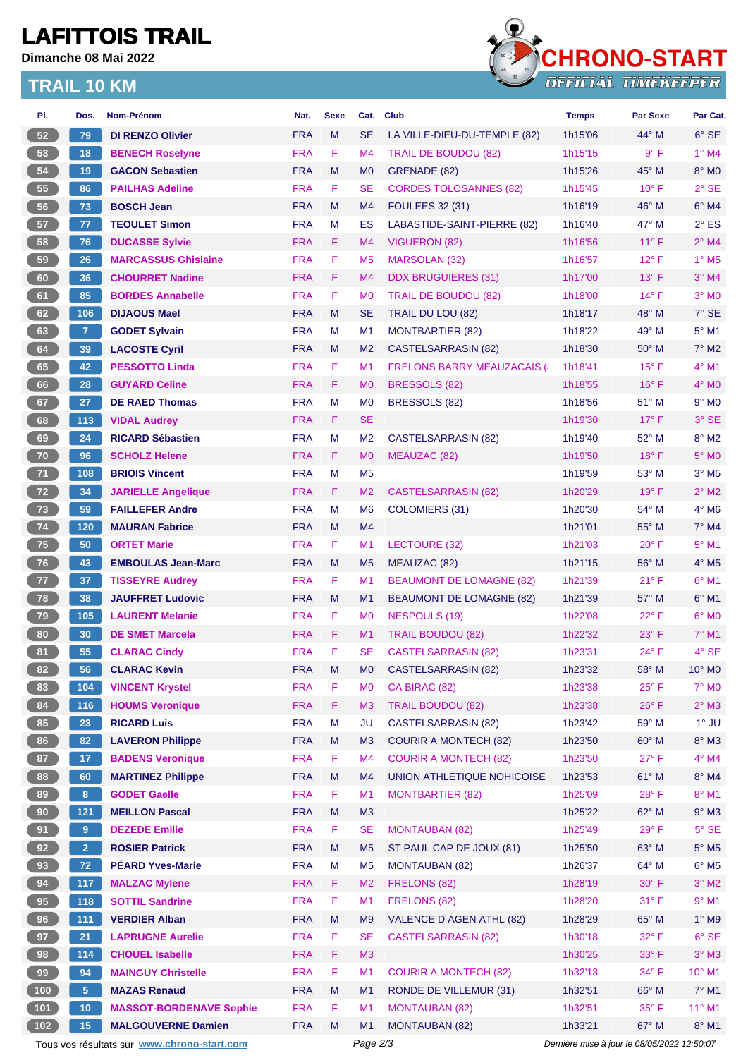# LAFITTOIS TRAIL

**Dimanche 08 Mai 2022**

## TRAIL 10 KM

CHRONO-START
OFFICIAL TIMEKEEPER

| Pl. | Dos. | Nom-Prénom | Nat. | Sexe | Cat. | Club | Temps | Par Sexe | Par Cat. |
|---|---|---|---|---|---|---|---|---|---|
| 52 | 79 | DI RENZO Olivier | FRA | M | SE | LA VILLE-DIEU-DU-TEMPLE (82) | 1h15'06 | 44° M | 6° SE |
| 53 | 18 | BENECH Roselyne | FRA | F | M4 | TRAIL DE BOUDOU (82) | 1h15'15 | 9° F | 1° M4 |
| 54 | 19 | GACON Sebastien | FRA | M | M0 | GRENADE (82) | 1h15'26 | 45° M | 8° M0 |
| 55 | 86 | PAILHAS Adeline | FRA | F | SE | CORDES TOLOSANNES (82) | 1h15'45 | 10° F | 2° SE |
| 56 | 73 | BOSCH Jean | FRA | M | M4 | FOULEES 32 (31) | 1h16'19 | 46° M | 6° M4 |
| 57 | 77 | TEOULET Simon | FRA | M | ES | LABASTIDE-SAINT-PIERRE (82) | 1h16'40 | 47° M | 2° ES |
| 58 | 76 | DUCASSE Sylvie | FRA | F | M4 | VIGUERON (82) | 1h16'56 | 11° F | 2° M4 |
| 59 | 26 | MARCASSUS Ghislaine | FRA | F | M5 | MARSOLAN (32) | 1h16'57 | 12° F | 1° M5 |
| 60 | 36 | CHOURRET Nadine | FRA | F | M4 | DDX BRUGUIERES (31) | 1h17'00 | 13° F | 3° M4 |
| 61 | 85 | BORDES Annabelle | FRA | F | M0 | TRAIL DE BOUDOU (82) | 1h18'00 | 14° F | 3° M0 |
| 62 | 106 | DIJAOUS Mael | FRA | M | SE | TRAIL DU LOU (82) | 1h18'17 | 48° M | 7° SE |
| 63 | 7 | GODET Sylvain | FRA | M | M1 | MONTBARTIER (82) | 1h18'22 | 49° M | 5° M1 |
| 64 | 39 | LACOSTE Cyril | FRA | M | M2 | CASTELSARRASIN (82) | 1h18'30 | 50° M | 7° M2 |
| 65 | 42 | PESSOTTO Linda | FRA | F | M1 | FRELONS BARRY MEAUZACAIS (I | 1h18'41 | 15° F | 4° M1 |
| 66 | 28 | GUYARD Celine | FRA | F | M0 | BRESSOLS (82) | 1h18'55 | 16° F | 4° M0 |
| 67 | 27 | DE RAED Thomas | FRA | M | M0 | BRESSOLS (82) | 1h18'56 | 51° M | 9° M0 |
| 68 | 113 | VIDAL Audrey | FRA | F | SE | | 1h19'30 | 17° F | 3° SE |
| 69 | 24 | RICARD Sébastien | FRA | M | M2 | CASTELSARRASIN (82) | 1h19'40 | 52° M | 8° M2 |
| 70 | 96 | SCHOLZ Helene | FRA | F | M0 | MEAUZAC (82) | 1h19'50 | 18° F | 5° M0 |
| 71 | 108 | BRIOIS Vincent | FRA | M | M5 | | 1h19'59 | 53° M | 3° M5 |
| 72 | 34 | JARIELLE Angelique | FRA | F | M2 | CASTELSARRASIN (82) | 1h20'29 | 19° F | 2° M2 |
| 73 | 59 | FAILLEFER Andre | FRA | M | M6 | COLOMIERS (31) | 1h20'30 | 54° M | 4° M6 |
| 74 | 120 | MAURAN Fabrice | FRA | M | M4 | | 1h21'01 | 55° M | 7° M4 |
| 75 | 50 | ORTET Marie | FRA | F | M1 | LECTOURE (32) | 1h21'03 | 20° F | 5° M1 |
| 76 | 43 | EMBOULAS Jean-Marc | FRA | M | M5 | MEAUZAC (82) | 1h21'15 | 56° M | 4° M5 |
| 77 | 37 | TISSEYRE Audrey | FRA | F | M1 | BEAUMONT DE LOMAGNE (82) | 1h21'39 | 21° F | 6° M1 |
| 78 | 38 | JAUFFRET Ludovic | FRA | M | M1 | BEAUMONT DE LOMAGNE (82) | 1h21'39 | 57° M | 6° M1 |
| 79 | 105 | LAURENT Melanie | FRA | F | M0 | NESPOULS (19) | 1h22'08 | 22° F | 6° M0 |
| 80 | 30 | DE SMET Marcela | FRA | F | M1 | TRAIL BOUDOU (82) | 1h22'32 | 23° F | 7° M1 |
| 81 | 55 | CLARAC Cindy | FRA | F | SE | CASTELSARRASIN (82) | 1h23'31 | 24° F | 4° SE |
| 82 | 56 | CLARAC Kevin | FRA | M | M0 | CASTELSARRASIN (82) | 1h23'32 | 58° M | 10° M0 |
| 83 | 104 | VINCENT Krystel | FRA | F | M0 | CA BIRAC (82) | 1h23'38 | 25° F | 7° M0 |
| 84 | 116 | HOUMS Veronique | FRA | F | M3 | TRAIL BOUDOU (82) | 1h23'38 | 26° F | 2° M3 |
| 85 | 23 | RICARD Luis | FRA | M | JU | CASTELSARRASIN (82) | 1h23'42 | 59° M | 1° JU |
| 86 | 82 | LAVERON Philippe | FRA | M | M3 | COURIR A MONTECH (82) | 1h23'50 | 60° M | 8° M3 |
| 87 | 17 | BADENS Veronique | FRA | F | M4 | COURIR A MONTECH (82) | 1h23'50 | 27° F | 4° M4 |
| 88 | 60 | MARTINEZ Philippe | FRA | M | M4 | UNION ATHLETIQUE NOHICOISE | 1h23'53 | 61° M | 8° M4 |
| 89 | 8 | GODET Gaelle | FRA | F | M1 | MONTBARTIER (82) | 1h25'09 | 28° F | 8° M1 |
| 90 | 121 | MEILLON Pascal | FRA | M | M3 | | 1h25'22 | 62° M | 9° M3 |
| 91 | 9 | DEZEDE Emilie | FRA | F | SE | MONTAUBAN (82) | 1h25'49 | 29° F | 5° SE |
| 92 | 2 | ROSIER Patrick | FRA | M | M5 | ST PAUL CAP DE JOUX (81) | 1h25'50 | 63° M | 5° M5 |
| 93 | 72 | PÉARD Yves-Marie | FRA | M | M5 | MONTAUBAN (82) | 1h26'37 | 64° M | 6° M5 |
| 94 | 117 | MALZAC Mylene | FRA | F | M2 | FRELONS (82) | 1h28'19 | 30° F | 3° M2 |
| 95 | 118 | SOTTIL Sandrine | FRA | F | M1 | FRELONS (82) | 1h28'20 | 31° F | 9° M1 |
| 96 | 111 | VERDIER Alban | FRA | M | M9 | VALENCE D AGEN ATHL (82) | 1h28'29 | 65° M | 1° M9 |
| 97 | 21 | LAPRUGNE Aurelie | FRA | F | SE | CASTELSARRASIN (82) | 1h30'18 | 32° F | 6° SE |
| 98 | 114 | CHOUEL Isabelle | FRA | F | M3 | | 1h30'25 | 33° F | 3° M3 |
| 99 | 94 | MAINGUY Christelle | FRA | F | M1 | COURIR A MONTECH (82) | 1h32'13 | 34° F | 10° M1 |
| 100 | 5 | MAZAS Renaud | FRA | M | M1 | RONDE DE VILLEMUR (31) | 1h32'51 | 66° M | 7° M1 |
| 101 | 10 | MASSOT-BORDENAVE Sophie | FRA | F | M1 | MONTAUBAN (82) | 1h32'51 | 35° F | 11° M1 |
| 102 | 15 | MALGOUVERNE Damien | FRA | M | M1 | MONTAUBAN (82) | 1h33'21 | 67° M | 8° M1 |

Tous vos résultats sur www.chrono-start.com — Dernière mise à jour le 08/05/2022 12:50:07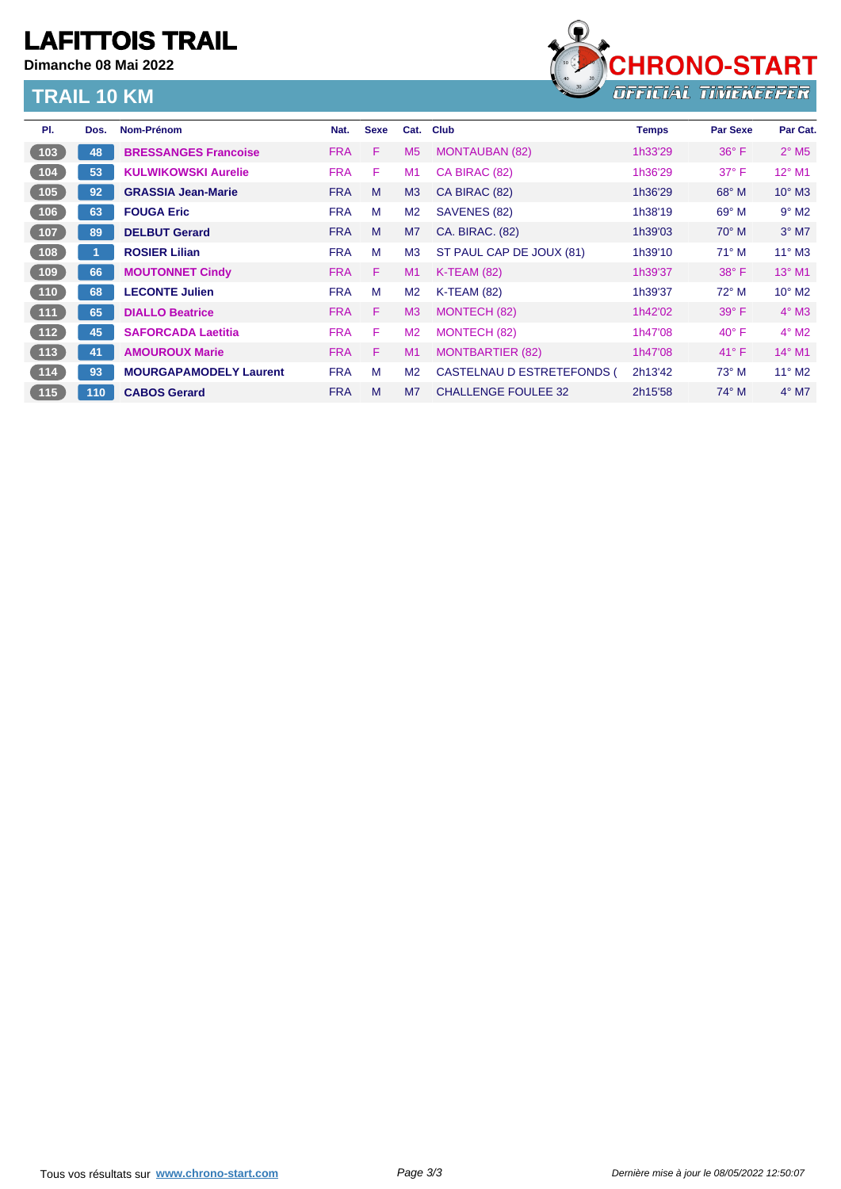# LAFITTOIS TRAIL

**Dimanche 08 Mai 2022**

## TRAIL 10 KM

CHRONO-START
OFFICIAL TIMEKEEPER

| Pl. | Dos. | Nom-Prénom | Nat. | Sexe | Cat. | Club | Temps | Par Sexe | Par Cat. |
|---|---|---|---|---|---|---|---|---|---|
| 103 | 48 | **BRESSANGES Francoise** | FRA | F | M5 | MONTAUBAN (82) | 1h33'29 | 36° F | 2° M5 |
| 104 | 53 | **KULWIKOWSKI Aurelie** | FRA | F | M1 | CA BIRAC (82) | 1h36'29 | 37° F | 12° M1 |
| 105 | 92 | **GRASSIA Jean-Marie** | FRA | M | M3 | CA BIRAC (82) | 1h36'29 | 68° M | 10° M3 |
| 106 | 63 | **FOUGA Eric** | FRA | M | M2 | SAVENES (82) | 1h38'19 | 69° M | 9° M2 |
| 107 | 89 | **DELBUT Gerard** | FRA | M | M7 | CA. BIRAC. (82) | 1h39'03 | 70° M | 3° M7 |
| 108 | 1 | **ROSIER Lilian** | FRA | M | M3 | ST PAUL CAP DE JOUX (81) | 1h39'10 | 71° M | 11° M3 |
| 109 | 66 | **MOUTONNET Cindy** | FRA | F | M1 | K-TEAM (82) | 1h39'37 | 38° F | 13° M1 |
| 110 | 68 | **LECONTE Julien** | FRA | M | M2 | K-TEAM (82) | 1h39'37 | 72° M | 10° M2 |
| 111 | 65 | **DIALLO Beatrice** | FRA | F | M3 | MONTECH (82) | 1h42'02 | 39° F | 4° M3 |
| 112 | 45 | **SAFORCADA Laetitia** | FRA | F | M2 | MONTECH (82) | 1h47'08 | 40° F | 4° M2 |
| 113 | 41 | **AMOUROUX Marie** | FRA | F | M1 | MONTBARTIER (82) | 1h47'08 | 41° F | 14° M1 |
| 114 | 93 | **MOURGAPAMODELY Laurent** | FRA | M | M2 | CASTELNAU D ESTRETEFONDS ( | 2h13'42 | 73° M | 11° M2 |
| 115 | 110 | **CABOS Gerard** | FRA | M | M7 | CHALLENGE FOULEE 32 | 2h15'58 | 74° M | 4° M7 |

Tous vos résultats sur www.chrono-start.com

*Dernière mise à jour le 08/05/2022 12:50:07*